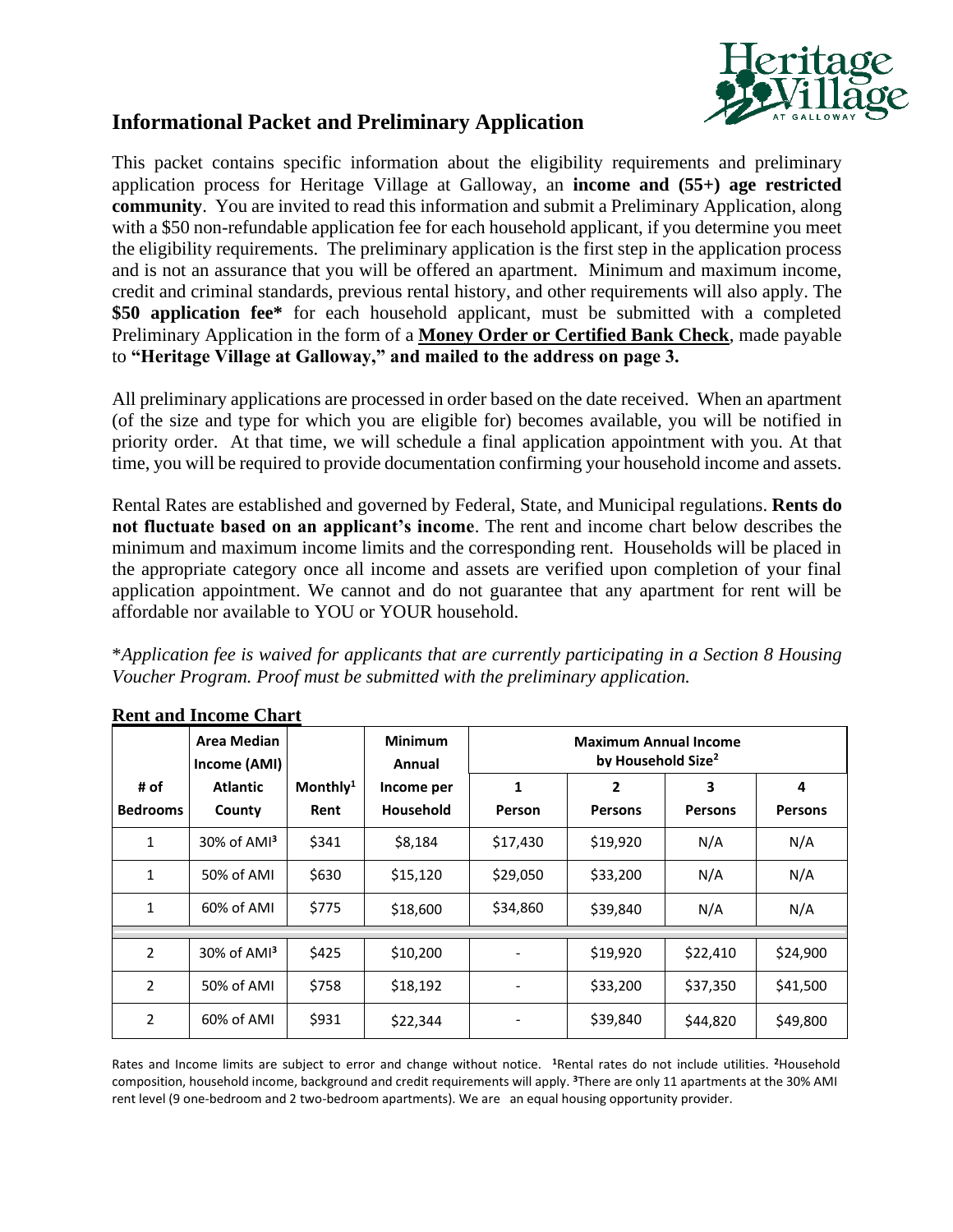# Informational Packet and Preliminary Application

This packet contains specific information about the eligibility requirements and preliminary application process for Heritage Village at Galloway, an **income and (55+) age restricted community**. You are invited to read this information and submit a Preliminary Application, along with a $50 non-refundable application fee for each household applicant, if you determine you meet the eligibility requirements. The preliminary application is the first step in the application process and is not an assurance that you will be offered an apartment. Minimum and maximum income, credit and criminal standards, previous rental history, and other requirements will also apply. The **$50 application fee*** for each household applicant, must be submitted with a completed Preliminary Application in the form of a **Money Order or Certified Bank Check**, made payable to **"Heritage Village at Galloway," and mailed to the address on page 3.**

All preliminary applications are processed in order based on the date received. When an apartment (of the size and type for which you are eligible for) becomes available, you will be notified in priority order. At that time, we will schedule a final application appointment with you. At that time, you will be required to provide documentation confirming your household income and assets.

Rental Rates are established and governed by Federal, State, and Municipal regulations. **Rents do not fluctuate based on an applicant's income**. The rent and income chart below describes the minimum and maximum income limits and the corresponding rent. Households will be placed in the appropriate category once all income and assets are verified upon completion of your final application appointment. We cannot and do not guarantee that any apartment for rent will be affordable nor available to YOU or YOUR household.

*\*Application fee is waived for applicants that are currently participating in a Section 8 Housing Voucher Program. Proof must be submitted with the preliminary application.*

## Rent and Income Chart

| # of Bedrooms | Area Median Income (AMI) Atlantic County | Monthly[1] Rent | Minimum Annual Income per Household | Maximum Annual Income by Household Size[2] | | | |
|---|---|---|---|---|---|---|---|
| | | | | 1 Person | 2 Persons | 3 Persons | 4 Persons |
| 1 | 30% of AMI[3] | $341 | $8,184 | $17,430 | $19,920 | N/A | N/A |
| 1 | 50% of AMI | $630 | $15,120 | $29,050 | $33,200 | N/A | N/A |
| 1 | 60% of AMI | $775 | $18,600 | $34,860 | $39,840 | N/A | N/A |
| 2 | 30% of AMI[3] | $425 | $10,200 | - | $19,920 | $22,410 | $24,900 |
| 2 | 50% of AMI | $758 | $18,192 | - | $33,200 | $37,350 | $41,500 |
| 2 | 60% of AMI | $931 | $22,344 | - | $39,840 | $44,820 | $49,800 |

Rates and Income limits are subject to error and change without notice. [1]Rental rates do not include utilities. [2]Household composition, household income, background and credit requirements will apply. [3]There are only 11 apartments at the 30% AMI rent level (9 one-bedroom and 2 two-bedroom apartments). We are an equal housing opportunity provider.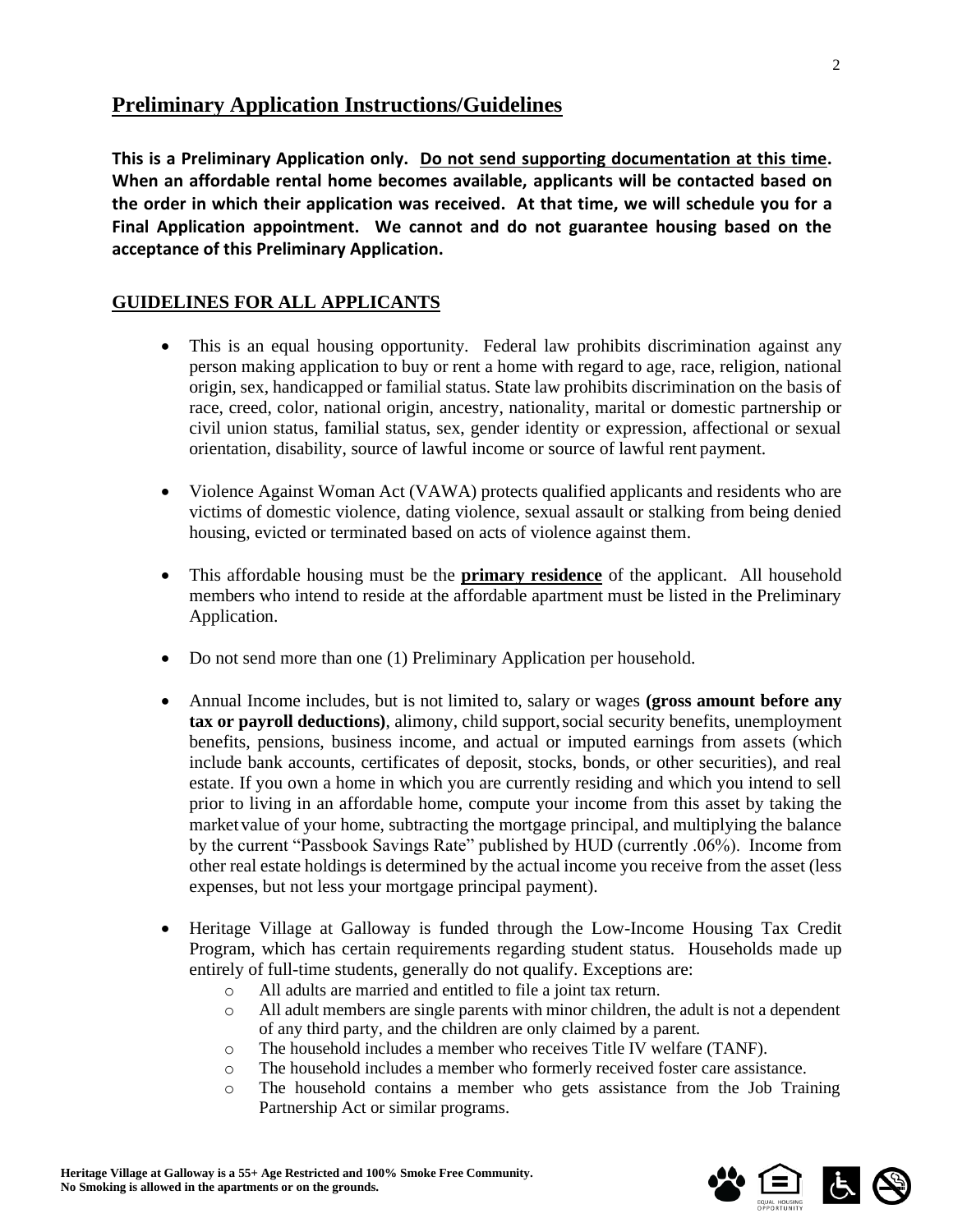## Preliminary Application Instructions/Guidelines

**This is a Preliminary Application only. Do not send supporting documentation at this time. When an affordable rental home becomes available, applicants will be contacted based on the order in which their application was received. At that time, we will schedule you for a Final Application appointment. We cannot and do not guarantee housing based on the acceptance of this Preliminary Application.**

### GUIDELINES FOR ALL APPLICANTS

- This is an equal housing opportunity. Federal law prohibits discrimination against any person making application to buy or rent a home with regard to age, race, religion, national origin, sex, handicapped or familial status. State law prohibits discrimination on the basis of race, creed, color, national origin, ancestry, nationality, marital or domestic partnership or civil union status, familial status, sex, gender identity or expression, affectional or sexual orientation, disability, source of lawful income or source of lawful rent payment.

- Violence Against Woman Act (VAWA) protects qualified applicants and residents who are victims of domestic violence, dating violence, sexual assault or stalking from being denied housing, evicted or terminated based on acts of violence against them.

- This affordable housing must be the **primary residence** of the applicant. All household members who intend to reside at the affordable apartment must be listed in the Preliminary Application.

- Do not send more than one (1) Preliminary Application per household.

- Annual Income includes, but is not limited to, salary or wages **(gross amount before any tax or payroll deductions)**, alimony, child support, social security benefits, unemployment benefits, pensions, business income, and actual or imputed earnings from assets (which include bank accounts, certificates of deposit, stocks, bonds, or other securities), and real estate. If you own a home in which you are currently residing and which you intend to sell prior to living in an affordable home, compute your income from this asset by taking the market value of your home, subtracting the mortgage principal, and multiplying the balance by the current "Passbook Savings Rate" published by HUD (currently .06%). Income from other real estate holdings is determined by the actual income you receive from the asset (less expenses, but not less your mortgage principal payment).

- Heritage Village at Galloway is funded through the Low-Income Housing Tax Credit Program, which has certain requirements regarding student status. Households made up entirely of full-time students, generally do not qualify. Exceptions are:
  - All adults are married and entitled to file a joint tax return.
  - All adult members are single parents with minor children, the adult is not a dependent of any third party, and the children are only claimed by a parent.
  - The household includes a member who receives Title IV welfare (TANF).
  - The household includes a member who formerly received foster care assistance.
  - The household contains a member who gets assistance from the Job Training Partnership Act or similar programs.

**Heritage Village at Galloway is a 55+ Age Restricted and 100% Smoke Free Community.**
**No Smoking is allowed in the apartments or on the grounds.**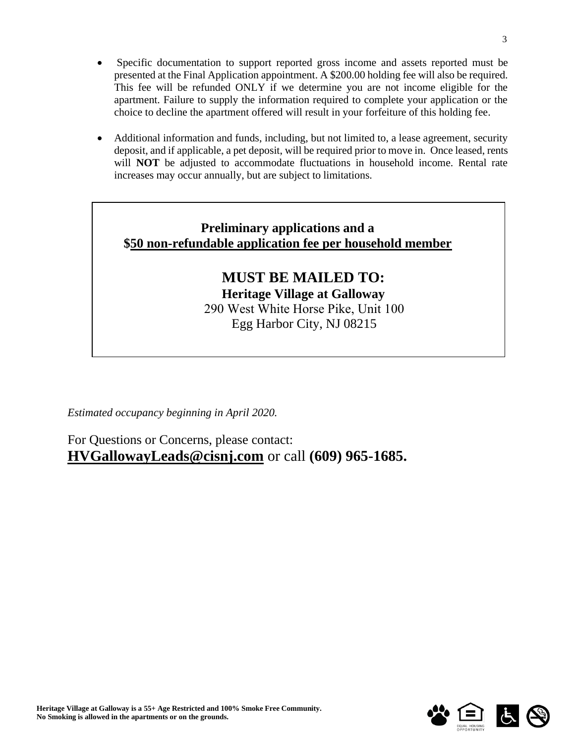- Specific documentation to support reported gross income and assets reported must be presented at the Final Application appointment. A $200.00 holding fee will also be required. This fee will be refunded ONLY if we determine you are not income eligible for the apartment. Failure to supply the information required to complete your application or the choice to decline the apartment offered will result in your forfeiture of this holding fee.

- Additional information and funds, including, but not limited to, a lease agreement, security deposit, and if applicable, a pet deposit, will be required prior to move in. Once leased, rents will **NOT** be adjusted to accommodate fluctuations in household income. Rental rate increases may occur annually, but are subject to limitations.

**Preliminary applications and a**
**$50 non-refundable application fee per household member**

## MUST BE MAILED TO:

**Heritage Village at Galloway**
290 West White Horse Pike, Unit 100
Egg Harbor City, NJ 08215

*Estimated occupancy beginning in April 2020.*

For Questions or Concerns, please contact:
**HVGallowayLeads@cisnj.com** or call **(609) 965-1685.**

**Heritage Village at Galloway is a 55+ Age Restricted and 100% Smoke Free Community.**
**No Smoking is allowed in the apartments or on the grounds.**

EQUAL HOUSING OPPORTUNITY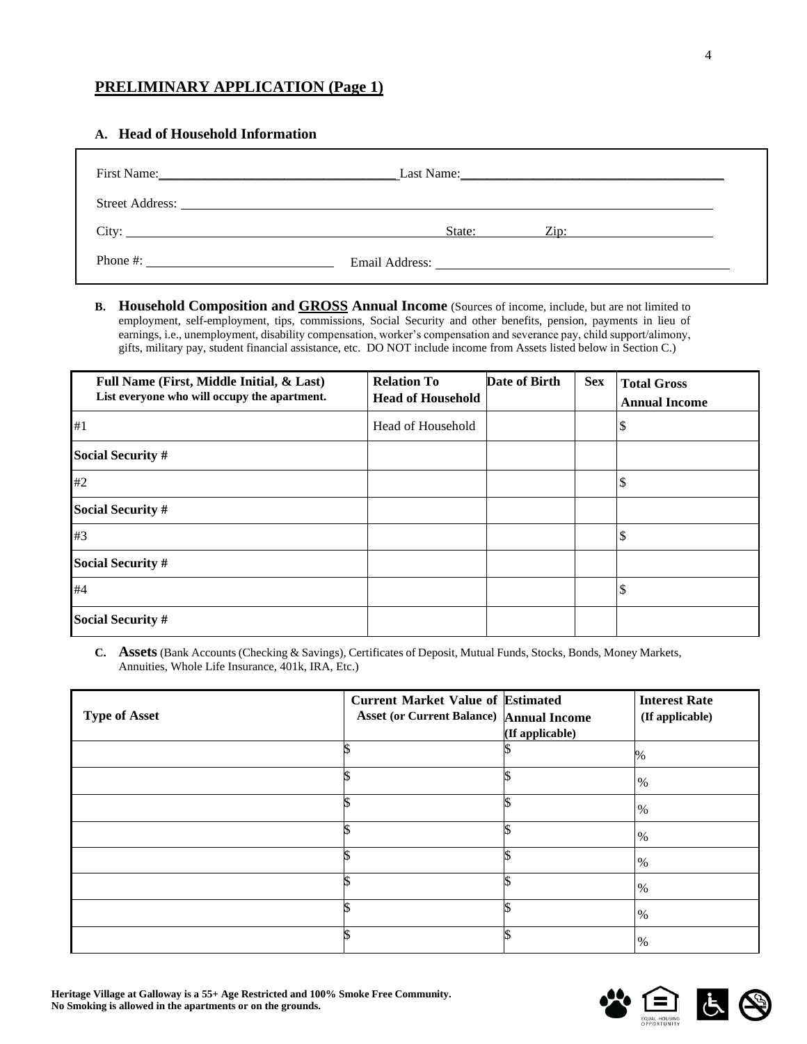## PRELIMINARY APPLICATION (Page 1)

### A. Head of Household Information

First Name:___________________________ Last Name:______________________________

Street Address: ______________________________________________________________

City: ________________________________________ State: ________ Zip: _______________

Phone #: _______________________ Email Address: ___________________________________

### B. Household Composition and GROSS Annual Income

(Sources of income, include, but are not limited to employment, self-employment, tips, commissions, Social Security and other benefits, pension, payments in lieu of earnings, i.e., unemployment, disability compensation, worker's compensation and severance pay, child support/alimony, gifts, military pay, student financial assistance, etc. DO NOT include income from Assets listed below in Section C.)

| Full Name (First, Middle Initial, & Last) List everyone who will occupy the apartment. | Relation To Head of Household | Date of Birth | Sex | Total Gross Annual Income |
|---|---|---|---|---|
| #1 | Head of Household | | | $ |
| **Social Security #** | | | | |
| #2 | | | | $ |
| **Social Security #** | | | | |
| #3 | | | | $ |
| **Social Security #** | | | | |
| #4 | | | | $ |
| **Social Security #** | | | | |

### C. Assets

(Bank Accounts (Checking & Savings), Certificates of Deposit, Mutual Funds, Stocks, Bonds, Money Markets, Annuities, Whole Life Insurance, 401k, IRA, Etc.)

| Type of Asset | Current Market Value of Asset (or Current Balance) | Estimated Annual Income (If applicable) | Interest Rate (If applicable) |
|---|---|---|---|
| | $ | $ | % |
| | $ | $ | % |
| | $ | $ | % |
| | $ | $ | % |
| | $ | $ | % |
| | $ | $ | % |
| | $ | $ | % |
| | $ | $ | % |

**Heritage Village at Galloway is a 55+ Age Restricted and 100% Smoke Free Community.**
**No Smoking is allowed in the apartments or on the grounds.**

EQUAL HOUSING OPPORTUNITY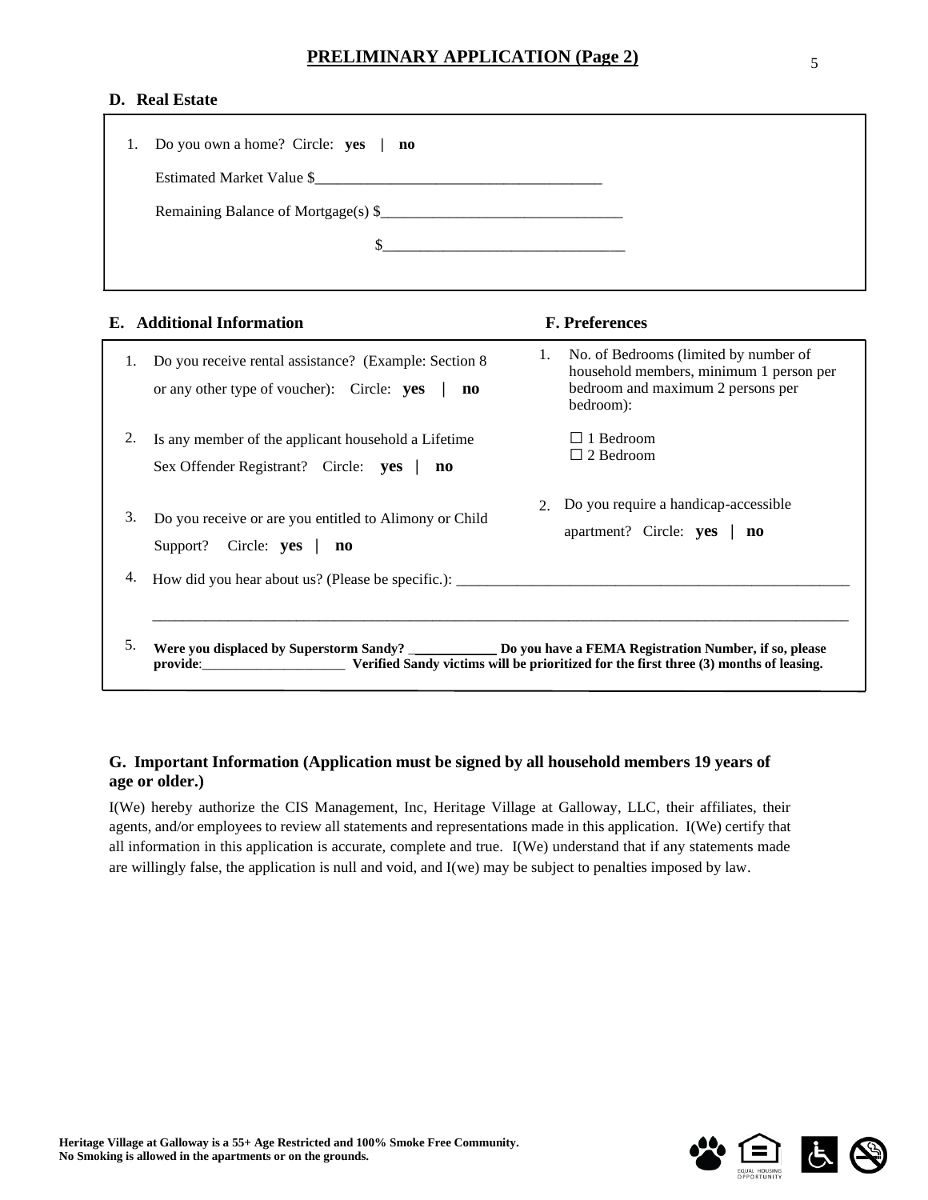# PRELIMINARY APPLICATION (Page 2)

## D. Real Estate

1. Do you own a home? Circle: **yes | no**

   Estimated Market Value $______________________________________

   Remaining Balance of Mortgage(s) $________________________________

   $________________________________

## E. Additional Information

1. Do you receive rental assistance? (Example: Section 8 or any other type of voucher): Circle: **yes | no**
2. Is any member of the applicant household a Lifetime Sex Offender Registrant? Circle: **yes | no**
3. Do you receive or are you entitled to Alimony or Child Support? Circle: **yes | no**
4. How did you hear about us? (Please be specific.): ______________________________________________________

   ______________________________________________________________________________________________
5. **Were you displaced by Superstorm Sandy? ____________ Do you have a FEMA Registration Number, if so, please provide**:____________________ **Verified Sandy victims will be prioritized for the first three (3) months of leasing.**

## F. Preferences

1. No. of Bedrooms (limited by number of household members, minimum 1 person per bedroom and maximum 2 persons per bedroom):

   ☐ 1 Bedroom
   ☐ 2 Bedroom
2. Do you require a handicap-accessible apartment? Circle: **yes | no**

## G. Important Information (Application must be signed by all household members 19 years of age or older.)

I(We) hereby authorize the CIS Management, Inc, Heritage Village at Galloway, LLC, their affiliates, their agents, and/or employees to review all statements and representations made in this application. I(We) certify that all information in this application is accurate, complete and true. I(We) understand that if any statements made are willingly false, the application is null and void, and I(we) may be subject to penalties imposed by law.

**Heritage Village at Galloway is a 55+ Age Restricted and 100% Smoke Free Community.**
**No Smoking is allowed in the apartments or on the grounds.**

EQUAL HOUSING OPPORTUNITY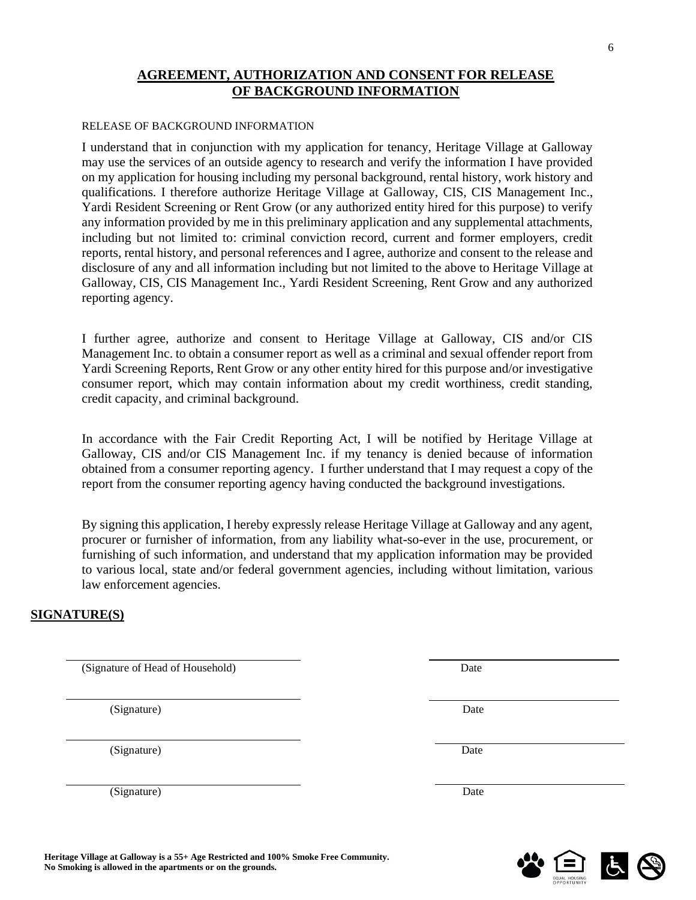## AGREEMENT, AUTHORIZATION AND CONSENT FOR RELEASE OF BACKGROUND INFORMATION

RELEASE OF BACKGROUND INFORMATION

I understand that in conjunction with my application for tenancy, Heritage Village at Galloway may use the services of an outside agency to research and verify the information I have provided on my application for housing including my personal background, rental history, work history and qualifications. I therefore authorize Heritage Village at Galloway, CIS, CIS Management Inc., Yardi Resident Screening or Rent Grow (or any authorized entity hired for this purpose) to verify any information provided by me in this preliminary application and any supplemental attachments, including but not limited to: criminal conviction record, current and former employers, credit reports, rental history, and personal references and I agree, authorize and consent to the release and disclosure of any and all information including but not limited to the above to Heritage Village at Galloway, CIS, CIS Management Inc., Yardi Resident Screening, Rent Grow and any authorized reporting agency.

I further agree, authorize and consent to Heritage Village at Galloway, CIS and/or CIS Management Inc. to obtain a consumer report as well as a criminal and sexual offender report from Yardi Screening Reports, Rent Grow or any other entity hired for this purpose and/or investigative consumer report, which may contain information about my credit worthiness, credit standing, credit capacity, and criminal background.

In accordance with the Fair Credit Reporting Act, I will be notified by Heritage Village at Galloway, CIS and/or CIS Management Inc. if my tenancy is denied because of information obtained from a consumer reporting agency. I further understand that I may request a copy of the report from the consumer reporting agency having conducted the background investigations.

By signing this application, I hereby expressly release Heritage Village at Galloway and any agent, procurer or furnisher of information, from any liability what-so-ever in the use, procurement, or furnishing of such information, and understand that my application information may be provided to various local, state and/or federal government agencies, including without limitation, various law enforcement agencies.

**SIGNATURE(S)**

| | |
|---|---|
| (Signature of Head of Household) | Date |
| (Signature) | Date |
| (Signature) | Date |
| (Signature) | Date |

**Heritage Village at Galloway is a 55+ Age Restricted and 100% Smoke Free Community.**
**No Smoking is allowed in the apartments or on the grounds.**

EQUAL HOUSING OPPORTUNITY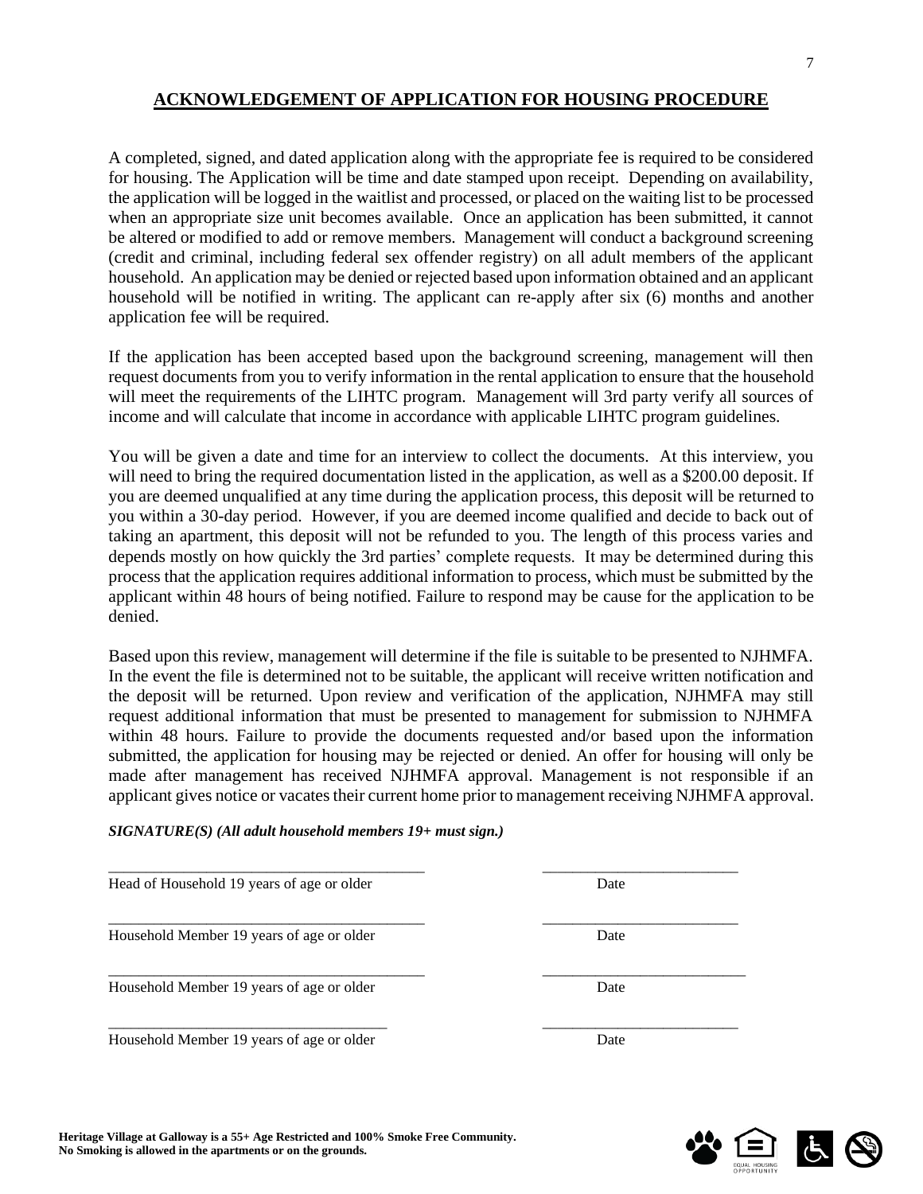## ACKNOWLEDGEMENT OF APPLICATION FOR HOUSING PROCEDURE

A completed, signed, and dated application along with the appropriate fee is required to be considered for housing. The Application will be time and date stamped upon receipt. Depending on availability, the application will be logged in the waitlist and processed, or placed on the waiting list to be processed when an appropriate size unit becomes available. Once an application has been submitted, it cannot be altered or modified to add or remove members. Management will conduct a background screening (credit and criminal, including federal sex offender registry) on all adult members of the applicant household. An application may be denied or rejected based upon information obtained and an applicant household will be notified in writing. The applicant can re-apply after six (6) months and another application fee will be required.

If the application has been accepted based upon the background screening, management will then request documents from you to verify information in the rental application to ensure that the household will meet the requirements of the LIHTC program. Management will 3rd party verify all sources of income and will calculate that income in accordance with applicable LIHTC program guidelines.

You will be given a date and time for an interview to collect the documents. At this interview, you will need to bring the required documentation listed in the application, as well as a $200.00 deposit. If you are deemed unqualified at any time during the application process, this deposit will be returned to you within a 30-day period. However, if you are deemed income qualified and decide to back out of taking an apartment, this deposit will not be refunded to you. The length of this process varies and depends mostly on how quickly the 3rd parties' complete requests. It may be determined during this process that the application requires additional information to process, which must be submitted by the applicant within 48 hours of being notified. Failure to respond may be cause for the application to be denied.

Based upon this review, management will determine if the file is suitable to be presented to NJHMFA. In the event the file is determined not to be suitable, the applicant will receive written notification and the deposit will be returned. Upon review and verification of the application, NJHMFA may still request additional information that must be presented to management for submission to NJHMFA within 48 hours. Failure to provide the documents requested and/or based upon the information submitted, the application for housing may be rejected or denied. An offer for housing will only be made after management has received NJHMFA approval. Management is not responsible if an applicant gives notice or vacates their current home prior to management receiving NJHMFA approval.

***SIGNATURE(S) (All adult household members 19+ must sign.)***

___________________________________________ ___________________________
Head of Household 19 years of age or older Date

___________________________________________ ___________________________
Household Member 19 years of age or older Date

___________________________________________ ___________________________
Household Member 19 years of age or older Date

___________________________________________ ___________________________
Household Member 19 years of age or older Date

**Heritage Village at Galloway is a 55+ Age Restricted and 100% Smoke Free Community.**
**No Smoking is allowed in the apartments or on the grounds.**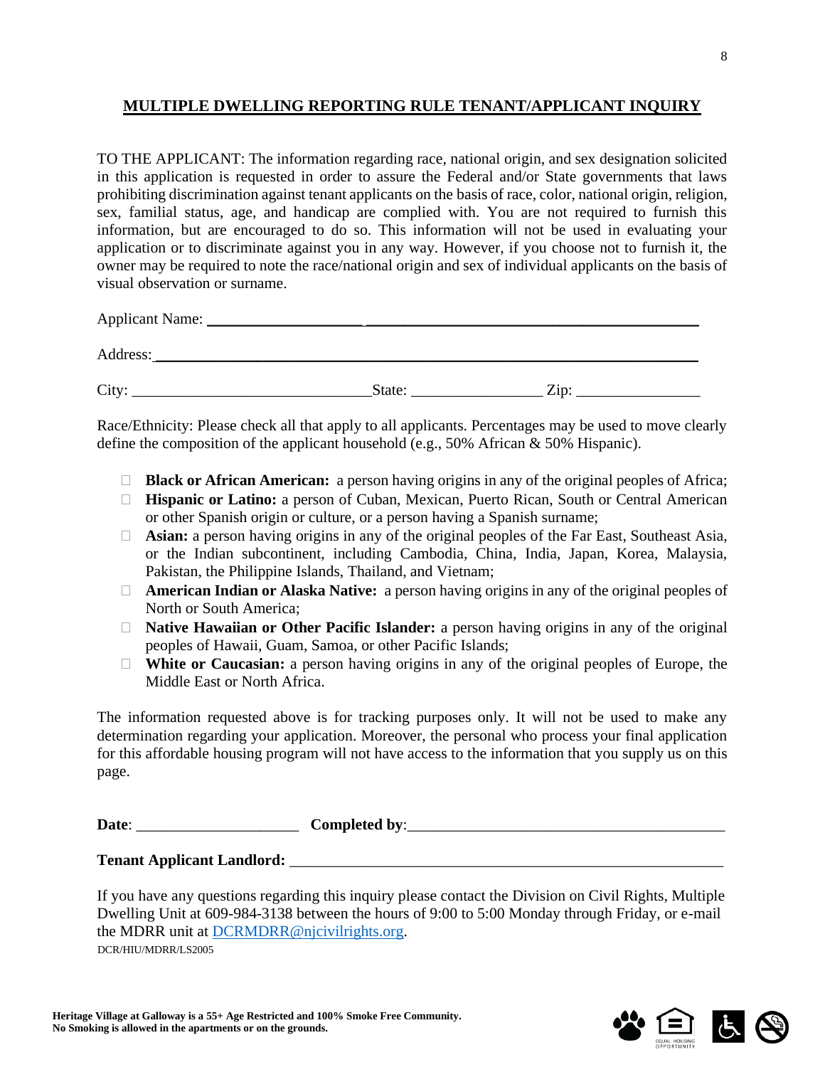## MULTIPLE DWELLING REPORTING RULE TENANT/APPLICANT INQUIRY

TO THE APPLICANT: The information regarding race, national origin, and sex designation solicited in this application is requested in order to assure the Federal and/or State governments that laws prohibiting discrimination against tenant applicants on the basis of race, color, national origin, religion, sex, familial status, age, and handicap are complied with. You are not required to furnish this information, but are encouraged to do so. This information will not be used in evaluating your application or to discriminate against you in any way. However, if you choose not to furnish it, the owner may be required to note the race/national origin and sex of individual applicants on the basis of visual observation or surname.

Applicant Name: ____________________________________________________________

Address: ___________________________________________________________________

City: ______________________________ State: ________________ Zip: ________________

Race/Ethnicity: Please check all that apply to all applicants. Percentages may be used to move clearly define the composition of the applicant household (e.g., 50% African & 50% Hispanic).

- ☐ **Black or African American:** a person having origins in any of the original peoples of Africa;
- ☐ **Hispanic or Latino:** a person of Cuban, Mexican, Puerto Rican, South or Central American or other Spanish origin or culture, or a person having a Spanish surname;
- ☐ **Asian:** a person having origins in any of the original peoples of the Far East, Southeast Asia, or the Indian subcontinent, including Cambodia, China, India, Japan, Korea, Malaysia, Pakistan, the Philippine Islands, Thailand, and Vietnam;
- ☐ **American Indian or Alaska Native:** a person having origins in any of the original peoples of North or South America;
- ☐ **Native Hawaiian or Other Pacific Islander:** a person having origins in any of the original peoples of Hawaii, Guam, Samoa, or other Pacific Islands;
- ☐ **White or Caucasian:** a person having origins in any of the original peoples of Europe, the Middle East or North Africa.

The information requested above is for tracking purposes only. It will not be used to make any determination regarding your application. Moreover, the personal who process your final application for this affordable housing program will not have access to the information that you supply us on this page.

**Date**: ____________________ **Completed by**: ________________________________________

**Tenant Applicant Landlord:** ________________________________________________________

If you have any questions regarding this inquiry please contact the Division on Civil Rights, Multiple Dwelling Unit at 609-984-3138 between the hours of 9:00 to 5:00 Monday through Friday, or e-mail the MDRR unit at DCRMDRR@njcivilrights.org.

DCR/HIU/MDRR/LS2005

**Heritage Village at Galloway is a 55+ Age Restricted and 100% Smoke Free Community.**
**No Smoking is allowed in the apartments or on the grounds.**